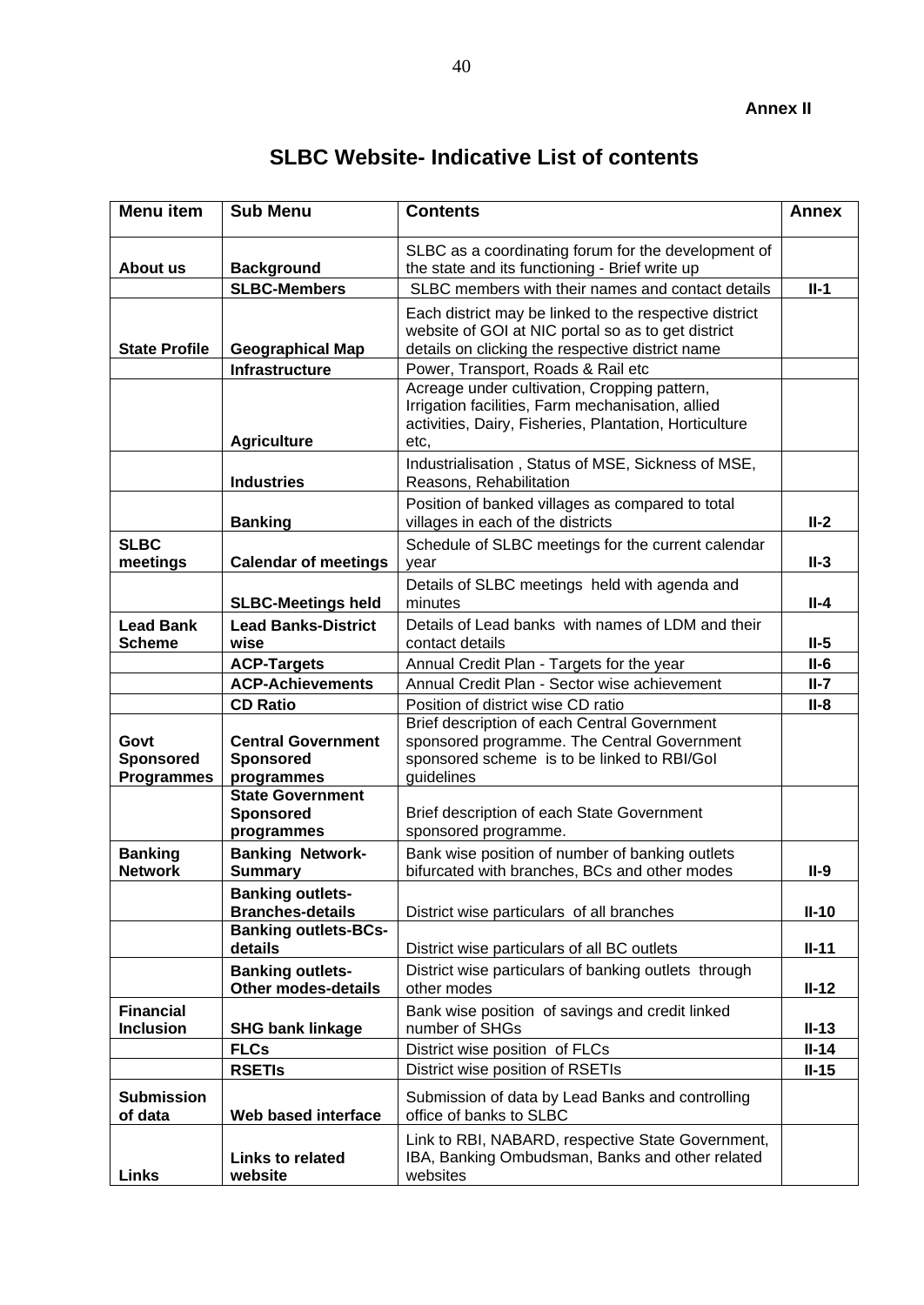**Annex II**

# SLBC Website- Indicative List of contents

| Menu item | Sub Menu | Contents | Annex |
|---|---|---|---|
| **About us** | **Background** | SLBC as a coordinating forum for the development of the state and its functioning - Brief write up | |
| | **SLBC-Members** | SLBC members with their names and contact details | **II-1** |
| **State Profile** | **Geographical Map** | Each district may be linked to the respective district website of GOI at NIC portal so as to get district details on clicking the respective district name | |
| | **Infrastructure** | Power, Transport, Roads & Rail etc | |
| | **Agriculture** | Acreage under cultivation, Cropping pattern, Irrigation facilities, Farm mechanisation, allied activities, Dairy, Fisheries, Plantation, Horticulture etc, | |
| | **Industries** | Industrialisation , Status of MSE, Sickness of MSE, Reasons, Rehabilitation | |
| | **Banking** | Position of banked villages as compared to total villages in each of the districts | **II-2** |
| **SLBC meetings** | **Calendar of meetings** | Schedule of SLBC meetings for the current calendar year | **II-3** |
| | **SLBC-Meetings held** | Details of SLBC meetings held with agenda and minutes | **II-4** |
| **Lead Bank Scheme** | **Lead Banks-District wise** | Details of Lead banks with names of LDM and their contact details | **II-5** |
| | **ACP-Targets** | Annual Credit Plan - Targets for the year | **II-6** |
| | **ACP-Achievements** | Annual Credit Plan - Sector wise achievement | **II-7** |
| | **CD Ratio** | Position of district wise CD ratio | **II-8** |
| **Govt Sponsored Programmes** | **Central Government Sponsored programmes** | Brief description of each Central Government sponsored programme. The Central Government sponsored scheme is to be linked to RBI/GoI guidelines | |
| | **State Government Sponsored programmes** | Brief description of each State Government sponsored programme. | |
| **Banking Network** | **Banking Network-Summary** | Bank wise position of number of banking outlets bifurcated with branches, BCs and other modes | **II-9** |
| | **Banking outlets-Branches-details** | District wise particulars of all branches | **II-10** |
| | **Banking outlets-BCs-details** | District wise particulars of all BC outlets | **II-11** |
| | **Banking outlets-Other modes-details** | District wise particulars of banking outlets through other modes | **II-12** |
| **Financial Inclusion** | **SHG bank linkage** | Bank wise position of savings and credit linked number of SHGs | **II-13** |
| | **FLCs** | District wise position of FLCs | **II-14** |
| | **RSETIs** | District wise position of RSETIs | **II-15** |
| **Submission of data** | **Web based interface** | Submission of data by Lead Banks and controlling office of banks to SLBC | |
| **Links** | **Links to related website** | Link to RBI, NABARD, respective State Government, IBA, Banking Ombudsman, Banks and other related websites | |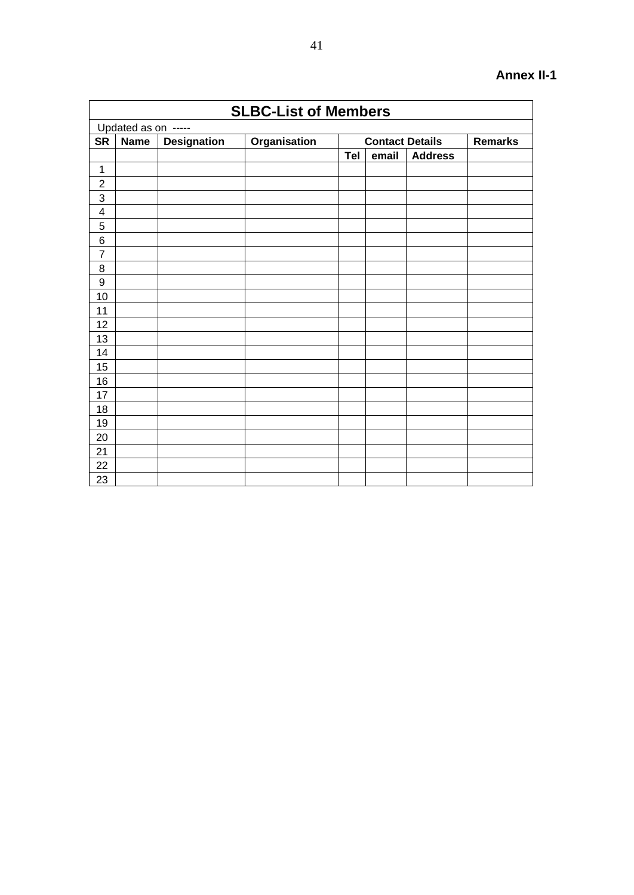**Annex II-1**

| SLBC-List of Members | | | | | | | |
|---|---|---|---|---|---|---|---|
| Updated as on ----- | | | | | | | |
| SR | Name | Designation | Organisation | Contact Details | | | Remarks |
| | | | | Tel | email | Address | |
| 1 | | | | | | | |
| 2 | | | | | | | |
| 3 | | | | | | | |
| 4 | | | | | | | |
| 5 | | | | | | | |
| 6 | | | | | | | |
| 7 | | | | | | | |
| 8 | | | | | | | |
| 9 | | | | | | | |
| 10 | | | | | | | |
| 11 | | | | | | | |
| 12 | | | | | | | |
| 13 | | | | | | | |
| 14 | | | | | | | |
| 15 | | | | | | | |
| 16 | | | | | | | |
| 17 | | | | | | | |
| 18 | | | | | | | |
| 19 | | | | | | | |
| 20 | | | | | | | |
| 21 | | | | | | | |
| 22 | | | | | | | |
| 23 | | | | | | | |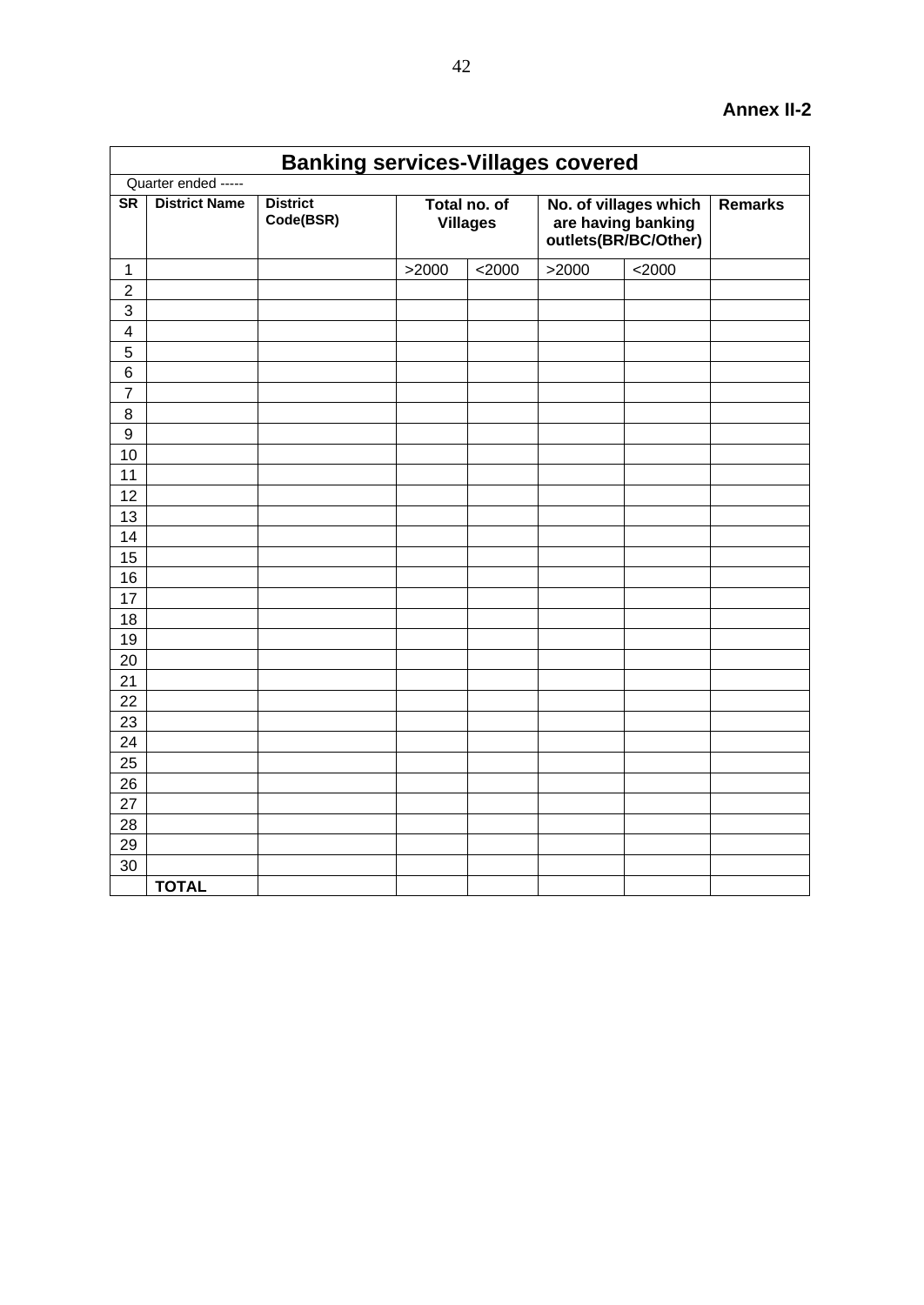**Annex II-2**

## Banking services-Villages covered

Quarter ended -----

| SR | District Name | District Code(BSR) | Total no. of Villages | | No. of villages which are having banking outlets(BR/BC/Other) | | Remarks |
|---|---|---|---|---|---|---|---|
| 1 | | | >2000 | <2000 | >2000 | <2000 | |
| 2 | | | | | | | |
| 3 | | | | | | | |
| 4 | | | | | | | |
| 5 | | | | | | | |
| 6 | | | | | | | |
| 7 | | | | | | | |
| 8 | | | | | | | |
| 9 | | | | | | | |
| 10 | | | | | | | |
| 11 | | | | | | | |
| 12 | | | | | | | |
| 13 | | | | | | | |
| 14 | | | | | | | |
| 15 | | | | | | | |
| 16 | | | | | | | |
| 17 | | | | | | | |
| 18 | | | | | | | |
| 19 | | | | | | | |
| 20 | | | | | | | |
| 21 | | | | | | | |
| 22 | | | | | | | |
| 23 | | | | | | | |
| 24 | | | | | | | |
| 25 | | | | | | | |
| 26 | | | | | | | |
| 27 | | | | | | | |
| 28 | | | | | | | |
| 29 | | | | | | | |
| 30 | | | | | | | |
| | **TOTAL** | | | | | | |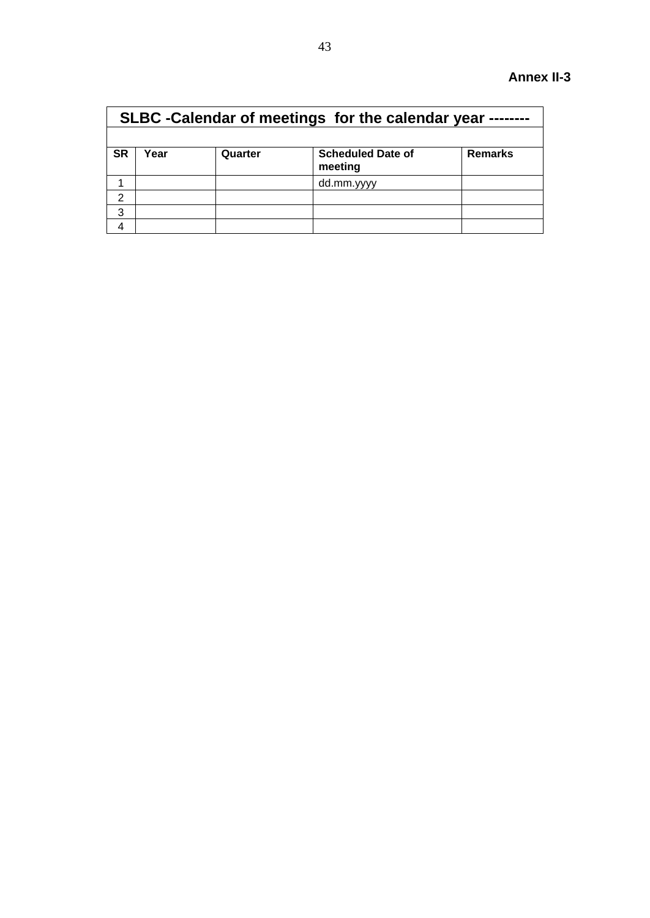**Annex II-3**

| SLBC -Calendar of meetings for the calendar year -------- | | | | |
|---|---|---|---|---|
| | | | | |
| **SR** | **Year** | **Quarter** | **Scheduled Date of meeting** | **Remarks** |
| 1 | | | dd.mm.yyyy | |
| 2 | | | | |
| 3 | | | | |
| 4 | | | | |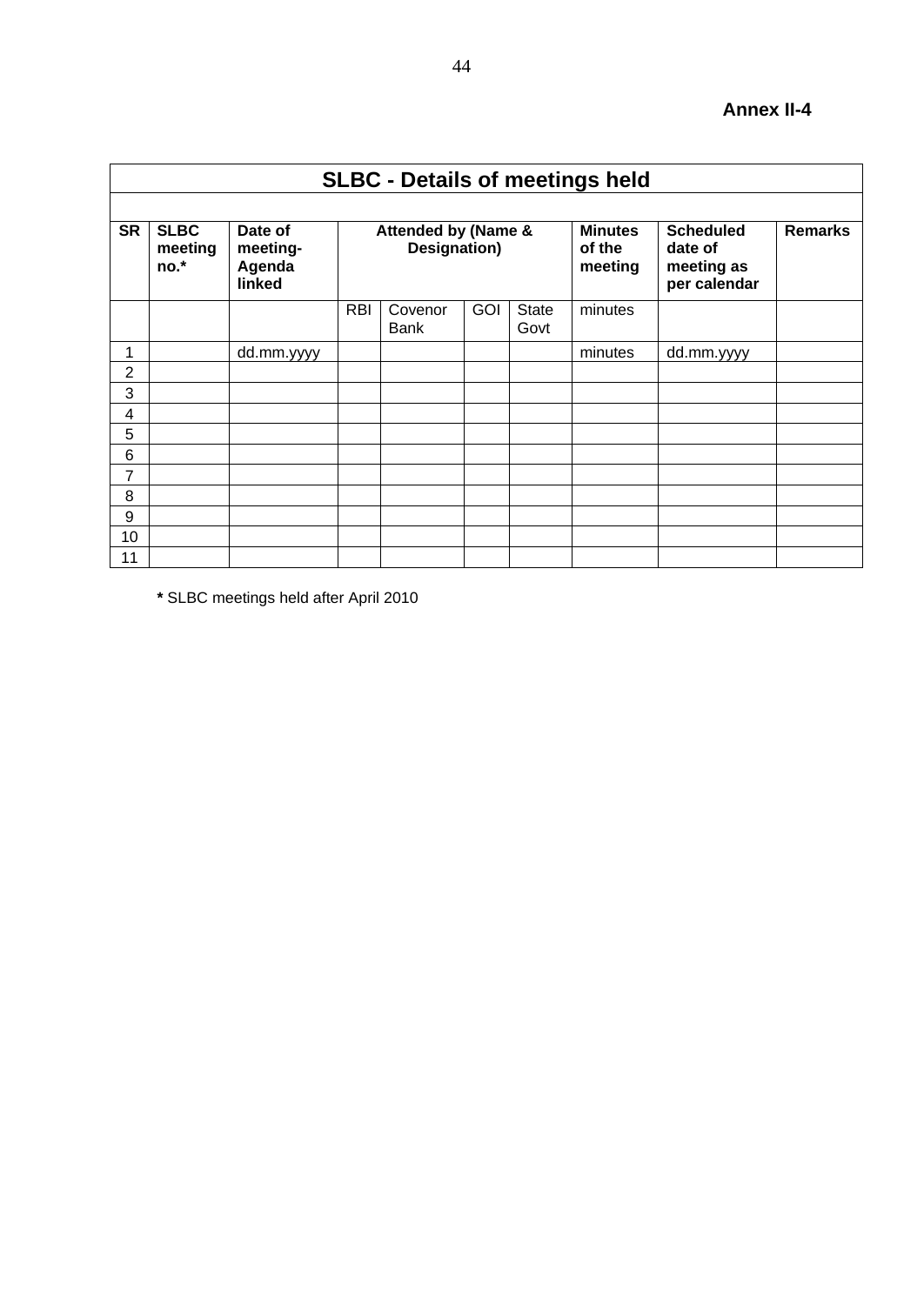**Annex II-4**

| SLBC - Details of meetings held | | | | | | | | | |
|---|---|---|---|---|---|---|---|---|---|
| **SR** | **SLBC meeting no.*** | **Date of meeting-Agenda linked** | **Attended by (Name & Designation)** | | | | **Minutes of the meeting** | **Scheduled date of meeting as per calendar** | **Remarks** |
| | | | RBI | Covenor Bank | GOI | State Govt | minutes | | |
| 1 | | dd.mm.yyyy | | | | | minutes | dd.mm.yyyy | |
| 2 | | | | | | | | | |
| 3 | | | | | | | | | |
| 4 | | | | | | | | | |
| 5 | | | | | | | | | |
| 6 | | | | | | | | | |
| 7 | | | | | | | | | |
| 8 | | | | | | | | | |
| 9 | | | | | | | | | |
| 10 | | | | | | | | | |
| 11 | | | | | | | | | |

**\*** SLBC meetings held after April 2010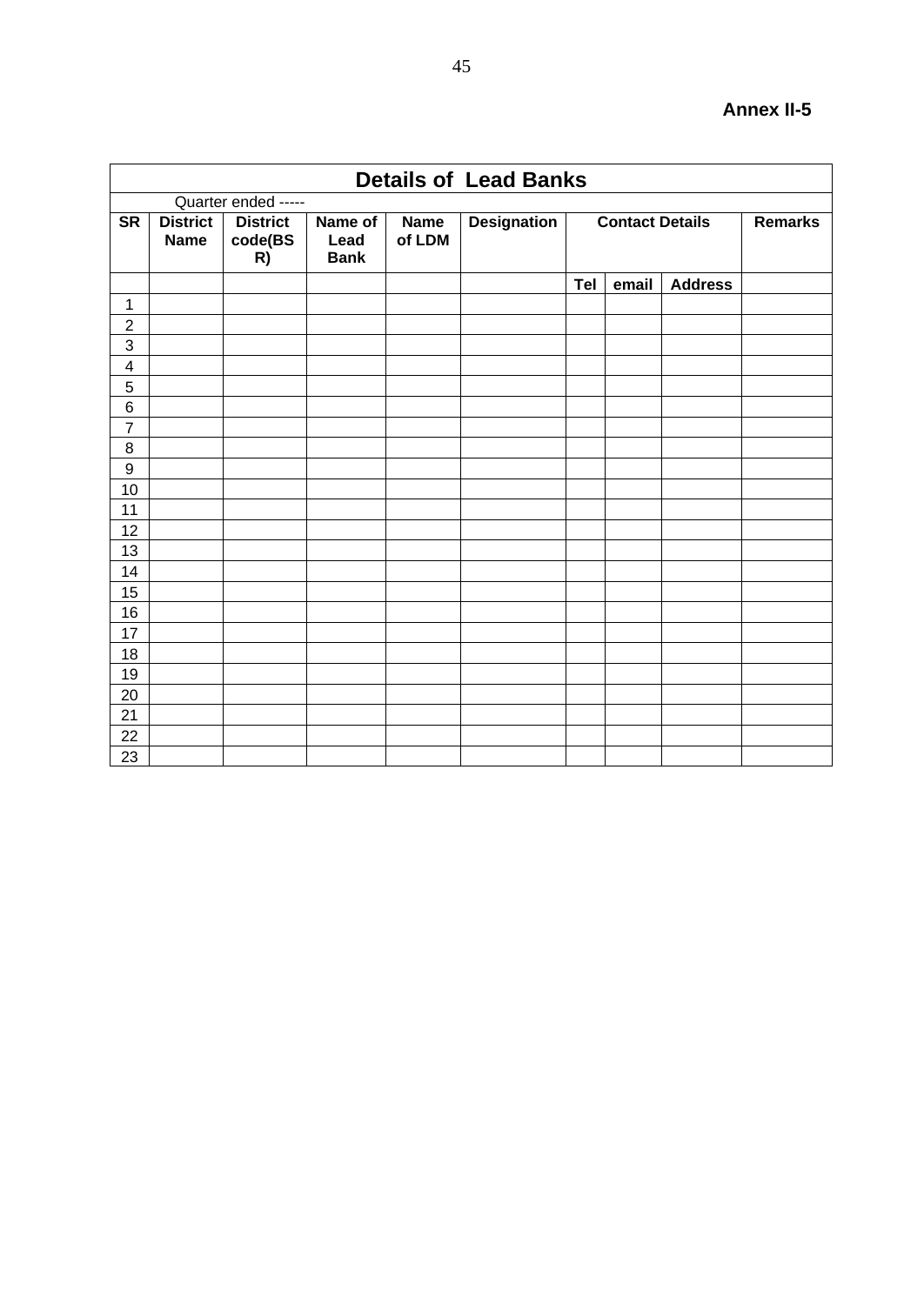**Annex II-5**

## Details of Lead Banks

Quarter ended -----

| SR | District Name | District code(BSR) | Name of Lead Bank | Name of LDM | Designation | Contact Details | | | Remarks |
|---|---|---|---|---|---|---|---|---|---|
| | | | | | | Tel | email | Address | |
| 1 | | | | | | | | | |
| 2 | | | | | | | | | |
| 3 | | | | | | | | | |
| 4 | | | | | | | | | |
| 5 | | | | | | | | | |
| 6 | | | | | | | | | |
| 7 | | | | | | | | | |
| 8 | | | | | | | | | |
| 9 | | | | | | | | | |
| 10 | | | | | | | | | |
| 11 | | | | | | | | | |
| 12 | | | | | | | | | |
| 13 | | | | | | | | | |
| 14 | | | | | | | | | |
| 15 | | | | | | | | | |
| 16 | | | | | | | | | |
| 17 | | | | | | | | | |
| 18 | | | | | | | | | |
| 19 | | | | | | | | | |
| 20 | | | | | | | | | |
| 21 | | | | | | | | | |
| 22 | | | | | | | | | |
| 23 | | | | | | | | | |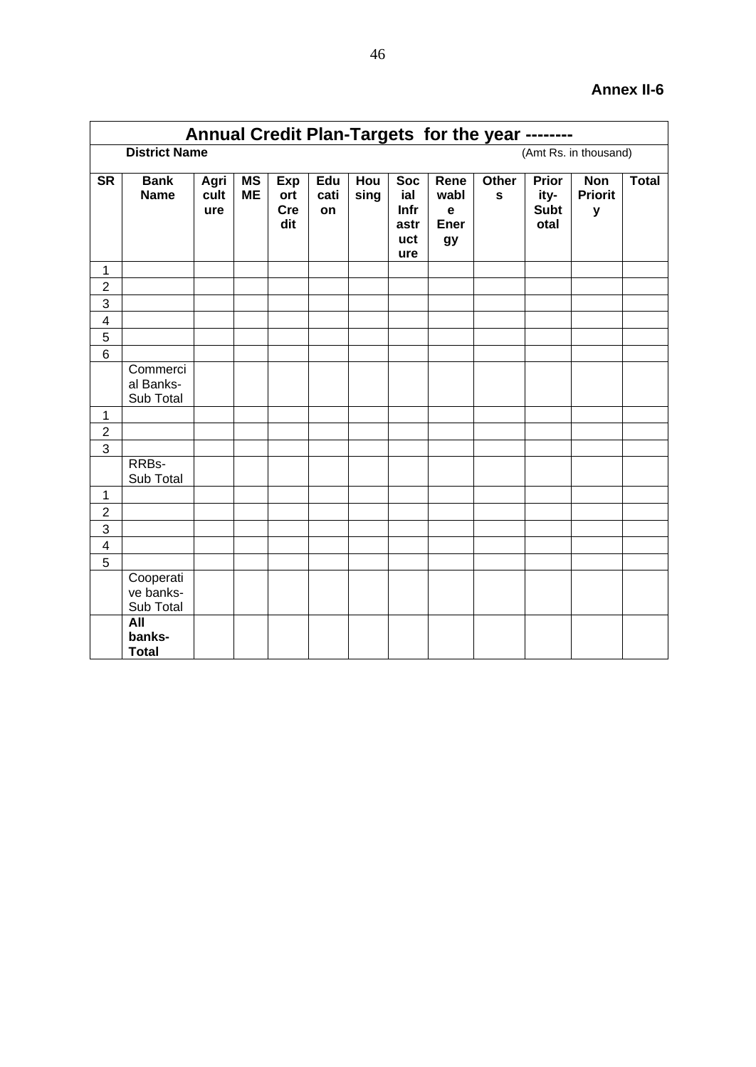**Annex II-6**

## Annual Credit Plan-Targets for the year --------

**District Name** (Amt Rs. in thousand)

| SR | Bank Name | Agriculture | MSME | Export Credit | Education | Housing | Social Infrastructure | Renewable Energy | Others | Priority-Subtotal | Non Priority | Total |
|---|---|---|---|---|---|---|---|---|---|---|---|---|
| 1 | | | | | | | | | | | | |
| 2 | | | | | | | | | | | | |
| 3 | | | | | | | | | | | | |
| 4 | | | | | | | | | | | | |
| 5 | | | | | | | | | | | | |
| 6 | | | | | | | | | | | | |
| | Commercial Banks-Sub Total | | | | | | | | | | | |
| 1 | | | | | | | | | | | | |
| 2 | | | | | | | | | | | | |
| 3 | | | | | | | | | | | | |
| | RRBs-Sub Total | | | | | | | | | | | |
| 1 | | | | | | | | | | | | |
| 2 | | | | | | | | | | | | |
| 3 | | | | | | | | | | | | |
| 4 | | | | | | | | | | | | |
| 5 | | | | | | | | | | | | |
| | Cooperative banks-Sub Total | | | | | | | | | | | |
| | **All banks-Total** | | | | | | | | | | | |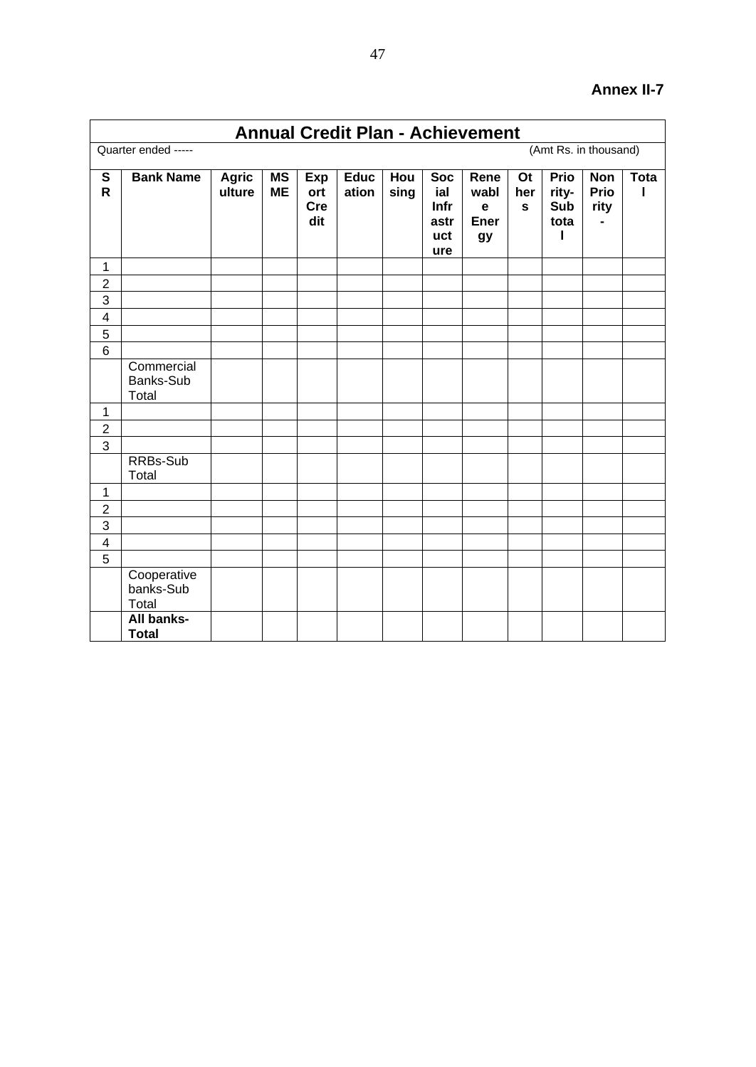**Annex II-7**

# Annual Credit Plan - Achievement

Quarter ended -----

(Amt Rs. in thousand)

| SR | Bank Name | Agriculture | MSME | Export Credit | Education | Housing | Social Infrastructure | Renewable Energy | Others | Priority-Sub total | Non Priority- | Total |
|---|---|---|---|---|---|---|---|---|---|---|---|---|
| 1 | | | | | | | | | | | | |
| 2 | | | | | | | | | | | | |
| 3 | | | | | | | | | | | | |
| 4 | | | | | | | | | | | | |
| 5 | | | | | | | | | | | | |
| 6 | | | | | | | | | | | | |
| | Commercial Banks-Sub Total | | | | | | | | | | | |
| 1 | | | | | | | | | | | | |
| 2 | | | | | | | | | | | | |
| 3 | | | | | | | | | | | | |
| | RRBs-Sub Total | | | | | | | | | | | |
| 1 | | | | | | | | | | | | |
| 2 | | | | | | | | | | | | |
| 3 | | | | | | | | | | | | |
| 4 | | | | | | | | | | | | |
| 5 | | | | | | | | | | | | |
| | Cooperative banks-Sub Total | | | | | | | | | | | |
| | **All banks-Total** | | | | | | | | | | | |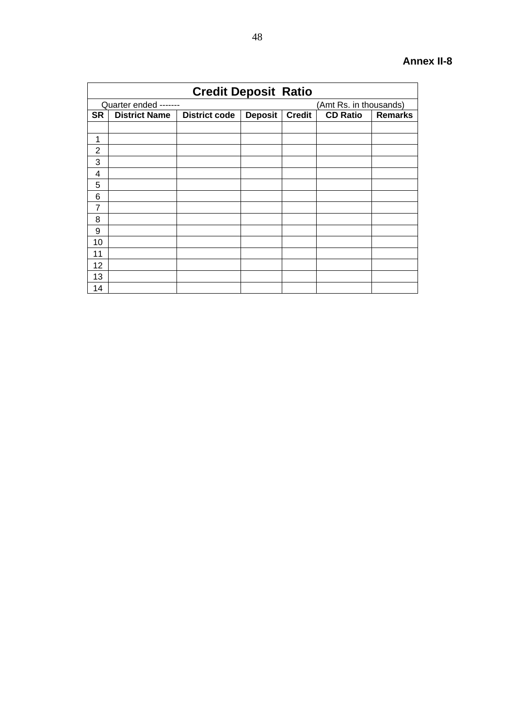**Annex II-8**

| Credit Deposit Ratio | | | | | | |
|---|---|---|---|---|---|---|
| Quarter ended ------- | | | | (Amt Rs. in thousands) | | |
| **SR** | **District Name** | **District code** | **Deposit** | **Credit** | **CD Ratio** | **Remarks** |
| | | | | | | |
| 1 | | | | | | |
| 2 | | | | | | |
| 3 | | | | | | |
| 4 | | | | | | |
| 5 | | | | | | |
| 6 | | | | | | |
| 7 | | | | | | |
| 8 | | | | | | |
| 9 | | | | | | |
| 10 | | | | | | |
| 11 | | | | | | |
| 12 | | | | | | |
| 13 | | | | | | |
| 14 | | | | | | |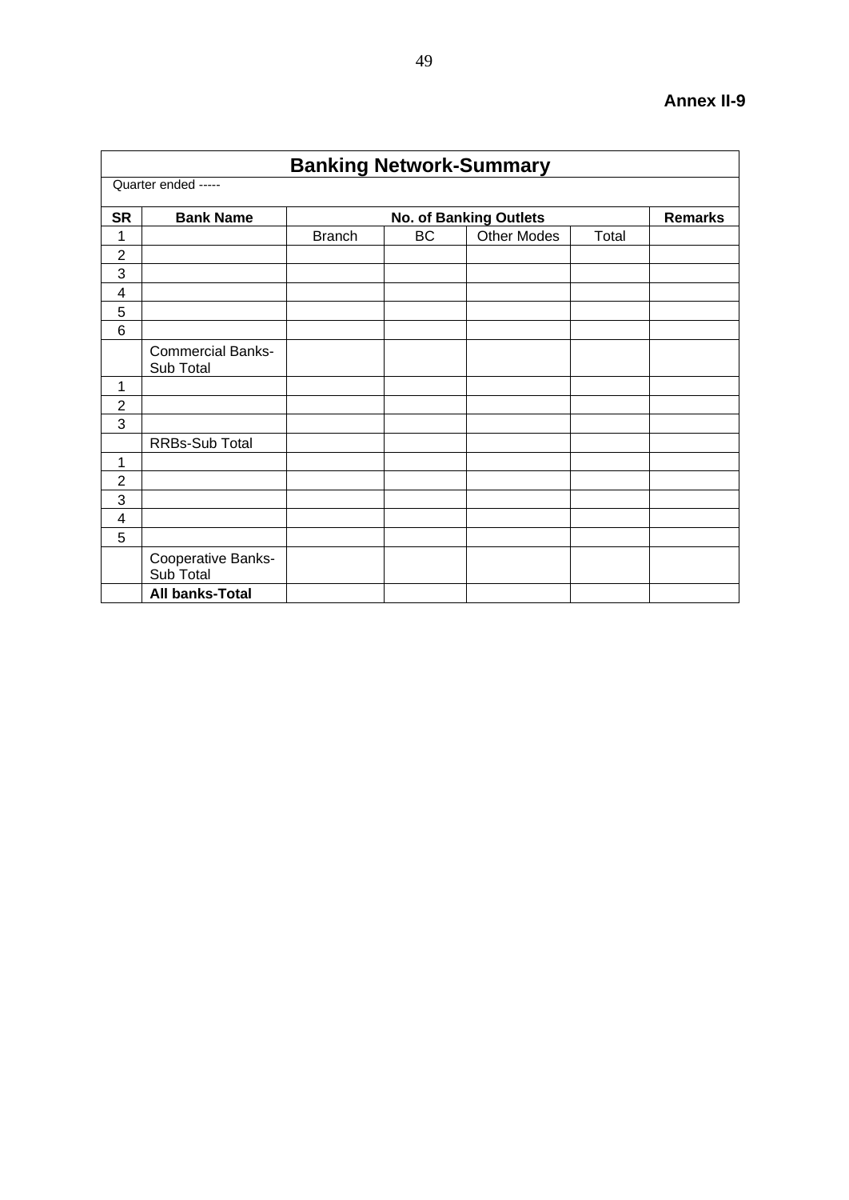**Annex II-9**

| Banking Network-Summary | | | | | | |
|---|---|---|---|---|---|---|
| Quarter ended ----- | | | | | | |
| **SR** | **Bank Name** | **No. of Banking Outlets** | | | | **Remarks** |
| 1 | | Branch | BC | Other Modes | Total | |
| 2 | | | | | | |
| 3 | | | | | | |
| 4 | | | | | | |
| 5 | | | | | | |
| 6 | | | | | | |
| | Commercial Banks-Sub Total | | | | | |
| 1 | | | | | | |
| 2 | | | | | | |
| 3 | | | | | | |
| | RRBs-Sub Total | | | | | |
| 1 | | | | | | |
| 2 | | | | | | |
| 3 | | | | | | |
| 4 | | | | | | |
| 5 | | | | | | |
| | Cooperative Banks-Sub Total | | | | | |
| | **All banks-Total** | | | | | |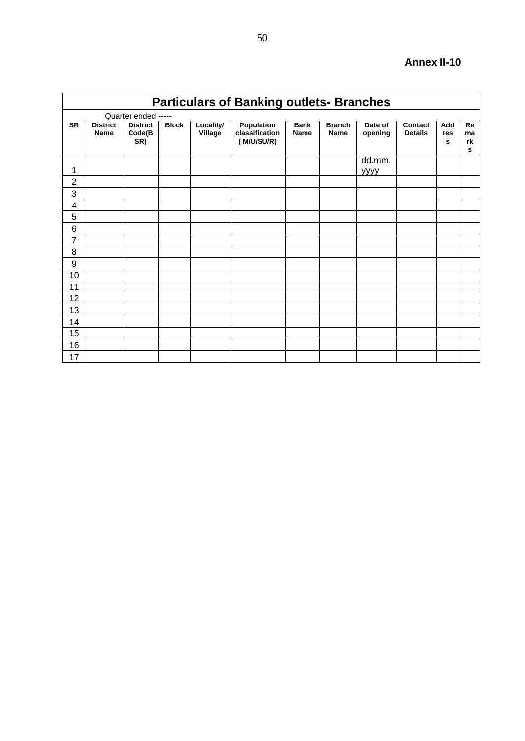**Annex II-10**

## Particulars of Banking outlets- Branches

Quarter ended -----

| SR | District Name | District Code(BSR) | Block | Locality/ Village | Population classification ( M/U/SU/R) | Bank Name | Branch Name | Date of opening | Contact Details | Address | Remarks |
|---|---|---|---|---|---|---|---|---|---|---|---|
| 1 | | | | | | | | dd.mm.yyyy | | | |
| 2 | | | | | | | | | | | |
| 3 | | | | | | | | | | | |
| 4 | | | | | | | | | | | |
| 5 | | | | | | | | | | | |
| 6 | | | | | | | | | | | |
| 7 | | | | | | | | | | | |
| 8 | | | | | | | | | | | |
| 9 | | | | | | | | | | | |
| 10 | | | | | | | | | | | |
| 11 | | | | | | | | | | | |
| 12 | | | | | | | | | | | |
| 13 | | | | | | | | | | | |
| 14 | | | | | | | | | | | |
| 15 | | | | | | | | | | | |
| 16 | | | | | | | | | | | |
| 17 | | | | | | | | | | | |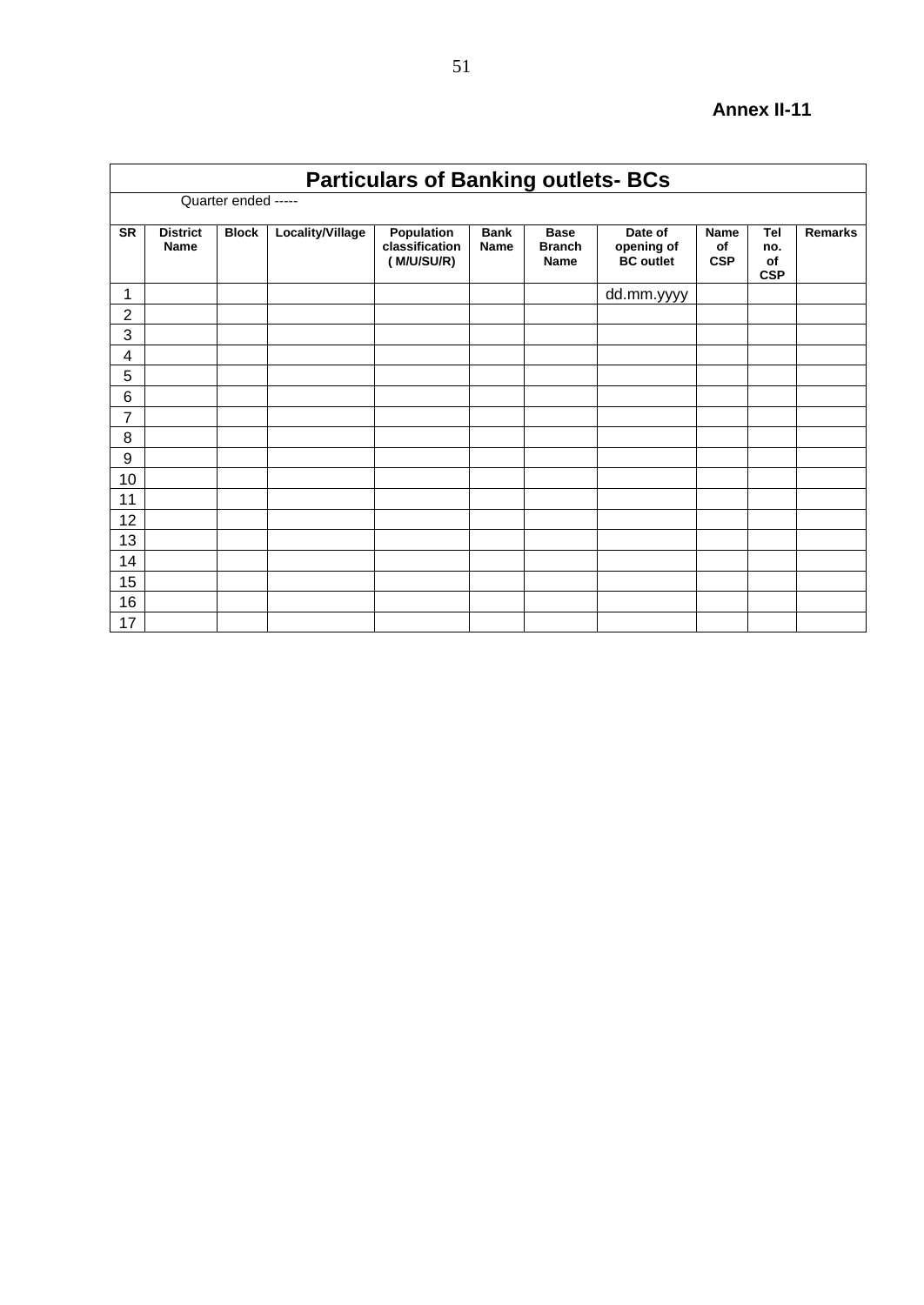**Annex II-11**

| Particulars of Banking outlets- BCs | | | | | | | | | | |
|---|---|---|---|---|---|---|---|---|---|---|
| Quarter ended ----- | | | | | | | | | | |
| **SR** | **District Name** | **Block** | **Locality/Village** | **Population classification ( M/U/SU/R)** | **Bank Name** | **Base Branch Name** | **Date of opening of BC outlet** | **Name of CSP** | **Tel no. of CSP** | **Remarks** |
| 1 | | | | | | | dd.mm.yyyy | | | |
| 2 | | | | | | | | | | |
| 3 | | | | | | | | | | |
| 4 | | | | | | | | | | |
| 5 | | | | | | | | | | |
| 6 | | | | | | | | | | |
| 7 | | | | | | | | | | |
| 8 | | | | | | | | | | |
| 9 | | | | | | | | | | |
| 10 | | | | | | | | | | |
| 11 | | | | | | | | | | |
| 12 | | | | | | | | | | |
| 13 | | | | | | | | | | |
| 14 | | | | | | | | | | |
| 15 | | | | | | | | | | |
| 16 | | | | | | | | | | |
| 17 | | | | | | | | | | |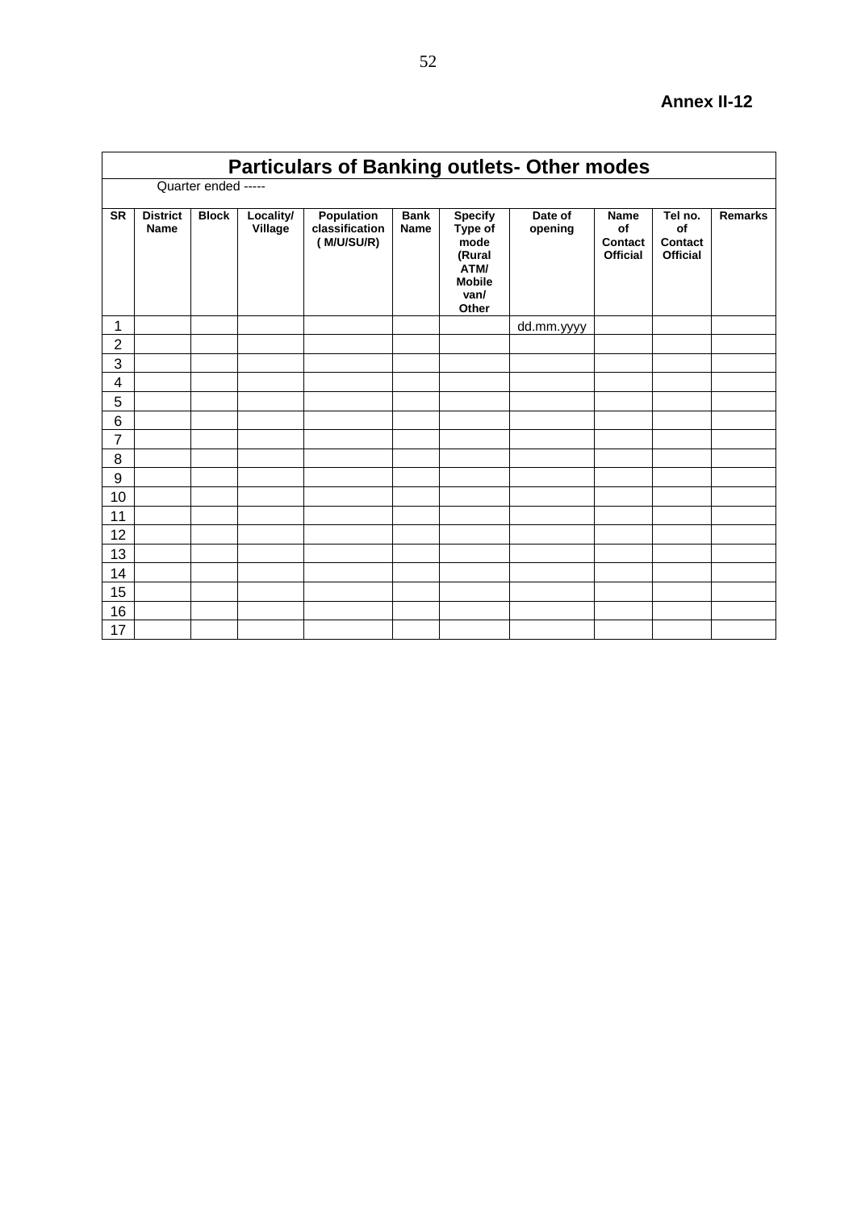**Annex II-12**

# Particulars of Banking outlets- Other modes

Quarter ended -----

| SR | District Name | Block | Locality/ Village | Population classification ( M/U/SU/R) | Bank Name | Specify Type of mode (Rural ATM/ Mobile van/ Other | Date of opening | Name of Contact Official | Tel no. of Contact Official | Remarks |
|---|---|---|---|---|---|---|---|---|---|---|
| 1 | | | | | | | dd.mm.yyyy | | | |
| 2 | | | | | | | | | | |
| 3 | | | | | | | | | | |
| 4 | | | | | | | | | | |
| 5 | | | | | | | | | | |
| 6 | | | | | | | | | | |
| 7 | | | | | | | | | | |
| 8 | | | | | | | | | | |
| 9 | | | | | | | | | | |
| 10 | | | | | | | | | | |
| 11 | | | | | | | | | | |
| 12 | | | | | | | | | | |
| 13 | | | | | | | | | | |
| 14 | | | | | | | | | | |
| 15 | | | | | | | | | | |
| 16 | | | | | | | | | | |
| 17 | | | | | | | | | | |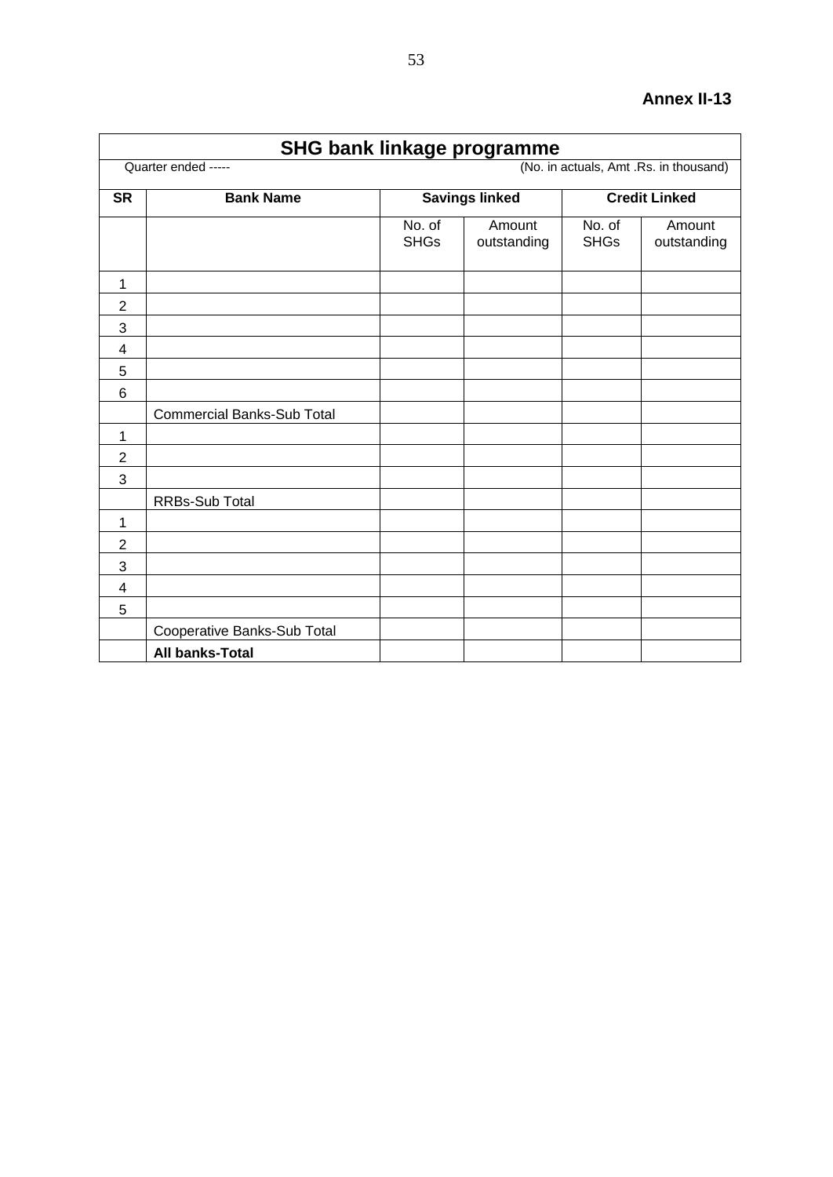**Annex II-13**

## SHG bank linkage programme

Quarter ended -----

(No. in actuals, Amt .Rs. in thousand)

| SR | Bank Name | Savings linked | | Credit Linked | |
|---|---|---|---|---|---|
| | | No. of SHGs | Amount outstanding | No. of SHGs | Amount outstanding |
| 1 | | | | | |
| 2 | | | | | |
| 3 | | | | | |
| 4 | | | | | |
| 5 | | | | | |
| 6 | | | | | |
| | Commercial Banks-Sub Total | | | | |
| 1 | | | | | |
| 2 | | | | | |
| 3 | | | | | |
| | RRBs-Sub Total | | | | |
| 1 | | | | | |
| 2 | | | | | |
| 3 | | | | | |
| 4 | | | | | |
| 5 | | | | | |
| | Cooperative Banks-Sub Total | | | | |
| | **All banks-Total** | | | | |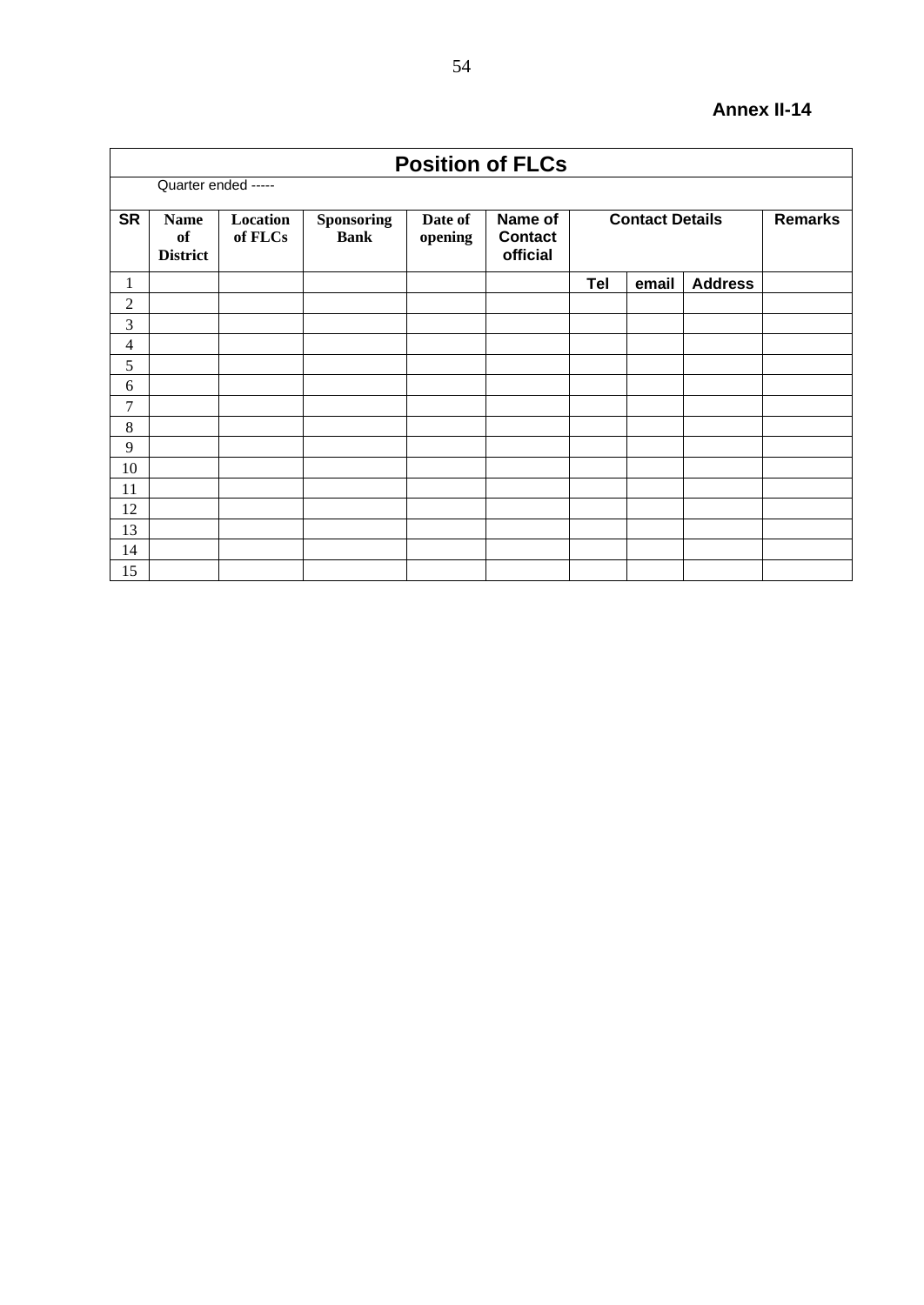**Annex II-14**

## Position of FLCs

Quarter ended -----

| SR | Name of District | Location of FLCs | Sponsoring Bank | Date of opening | Name of Contact official | Contact Details | | | Remarks |
|---|---|---|---|---|---|---|---|---|---|
| 1 | | | | | | Tel | email | Address | |
| 2 | | | | | | | | | |
| 3 | | | | | | | | | |
| 4 | | | | | | | | | |
| 5 | | | | | | | | | |
| 6 | | | | | | | | | |
| 7 | | | | | | | | | |
| 8 | | | | | | | | | |
| 9 | | | | | | | | | |
| 10 | | | | | | | | | |
| 11 | | | | | | | | | |
| 12 | | | | | | | | | |
| 13 | | | | | | | | | |
| 14 | | | | | | | | | |
| 15 | | | | | | | | | |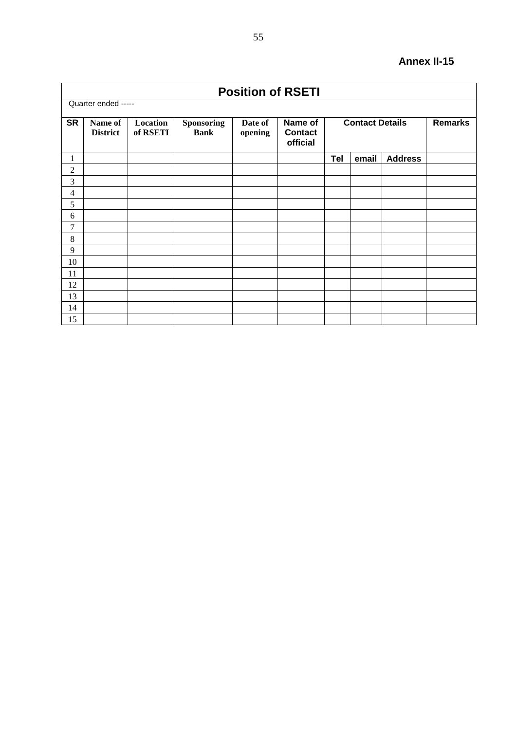**Annex II-15**

| Position of RSETI | | | | | | | | | |
|---|---|---|---|---|---|---|---|---|---|
| Quarter ended ----- | | | | | | | | | |
| **SR** | **Name of District** | **Location of RSETI** | **Sponsoring Bank** | **Date of opening** | **Name of Contact official** | **Contact Details** | | | **Remarks** |
| 1 | | | | | | **Tel** | **email** | **Address** | |
| 2 | | | | | | | | | |
| 3 | | | | | | | | | |
| 4 | | | | | | | | | |
| 5 | | | | | | | | | |
| 6 | | | | | | | | | |
| 7 | | | | | | | | | |
| 8 | | | | | | | | | |
| 9 | | | | | | | | | |
| 10 | | | | | | | | | |
| 11 | | | | | | | | | |
| 12 | | | | | | | | | |
| 13 | | | | | | | | | |
| 14 | | | | | | | | | |
| 15 | | | | | | | | | |